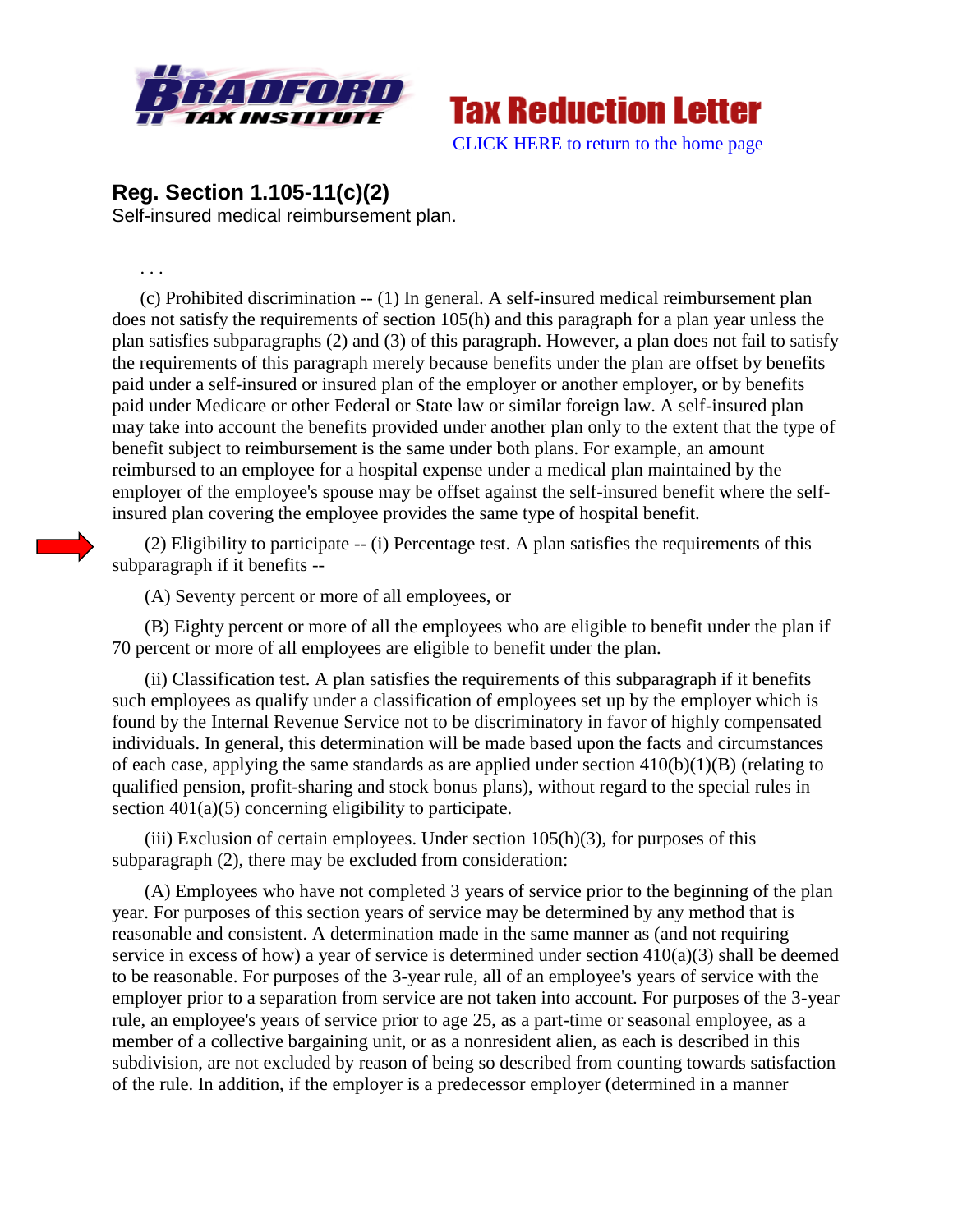Bradford Tax Institute — **Tax Reduction Letter**

CLICK HERE to return to the home page

## Reg. Section 1.105-11(c)(2)

Self-insured medical reimbursement plan.

. . .

(c) Prohibited discrimination -- (1) In general. A self-insured medical reimbursement plan does not satisfy the requirements of section 105(h) and this paragraph for a plan year unless the plan satisfies subparagraphs (2) and (3) of this paragraph. However, a plan does not fail to satisfy the requirements of this paragraph merely because benefits under the plan are offset by benefits paid under a self-insured or insured plan of the employer or another employer, or by benefits paid under Medicare or other Federal or State law or similar foreign law. A self-insured plan may take into account the benefits provided under another plan only to the extent that the type of benefit subject to reimbursement is the same under both plans. For example, an amount reimbursed to an employee for a hospital expense under a medical plan maintained by the employer of the employee's spouse may be offset against the self-insured benefit where the self-insured plan covering the employee provides the same type of hospital benefit.

(2) Eligibility to participate -- (i) Percentage test. A plan satisfies the requirements of this subparagraph if it benefits --

(A) Seventy percent or more of all employees, or

(B) Eighty percent or more of all the employees who are eligible to benefit under the plan if 70 percent or more of all employees are eligible to benefit under the plan.

(ii) Classification test. A plan satisfies the requirements of this subparagraph if it benefits such employees as qualify under a classification of employees set up by the employer which is found by the Internal Revenue Service not to be discriminatory in favor of highly compensated individuals. In general, this determination will be made based upon the facts and circumstances of each case, applying the same standards as are applied under section 410(b)(1)(B) (relating to qualified pension, profit-sharing and stock bonus plans), without regard to the special rules in section 401(a)(5) concerning eligibility to participate.

(iii) Exclusion of certain employees. Under section 105(h)(3), for purposes of this subparagraph (2), there may be excluded from consideration:

(A) Employees who have not completed 3 years of service prior to the beginning of the plan year. For purposes of this section years of service may be determined by any method that is reasonable and consistent. A determination made in the same manner as (and not requiring service in excess of how) a year of service is determined under section 410(a)(3) shall be deemed to be reasonable. For purposes of the 3-year rule, all of an employee's years of service with the employer prior to a separation from service are not taken into account. For purposes of the 3-year rule, an employee's years of service prior to age 25, as a part-time or seasonal employee, as a member of a collective bargaining unit, or as a nonresident alien, as each is described in this subdivision, are not excluded by reason of being so described from counting towards satisfaction of the rule. In addition, if the employer is a predecessor employer (determined in a manner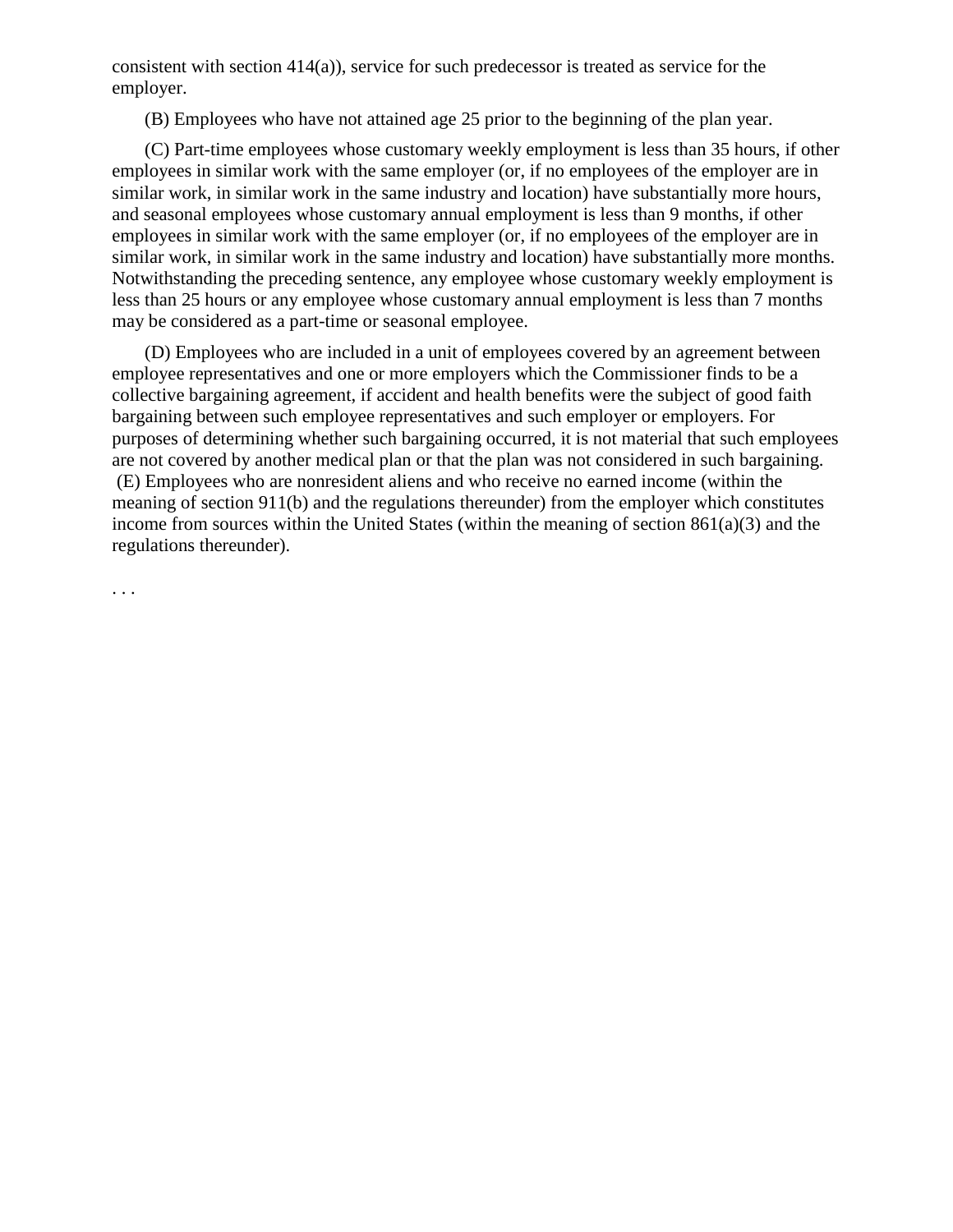consistent with section 414(a)), service for such predecessor is treated as service for the employer.

(B) Employees who have not attained age 25 prior to the beginning of the plan year.

(C) Part-time employees whose customary weekly employment is less than 35 hours, if other employees in similar work with the same employer (or, if no employees of the employer are in similar work, in similar work in the same industry and location) have substantially more hours, and seasonal employees whose customary annual employment is less than 9 months, if other employees in similar work with the same employer (or, if no employees of the employer are in similar work, in similar work in the same industry and location) have substantially more months. Notwithstanding the preceding sentence, any employee whose customary weekly employment is less than 25 hours or any employee whose customary annual employment is less than 7 months may be considered as a part-time or seasonal employee.

(D) Employees who are included in a unit of employees covered by an agreement between employee representatives and one or more employers which the Commissioner finds to be a collective bargaining agreement, if accident and health benefits were the subject of good faith bargaining between such employee representatives and such employer or employers. For purposes of determining whether such bargaining occurred, it is not material that such employees are not covered by another medical plan or that the plan was not considered in such bargaining.
(E) Employees who are nonresident aliens and who receive no earned income (within the meaning of section 911(b) and the regulations thereunder) from the employer which constitutes income from sources within the United States (within the meaning of section 861(a)(3) and the regulations thereunder).

. . .